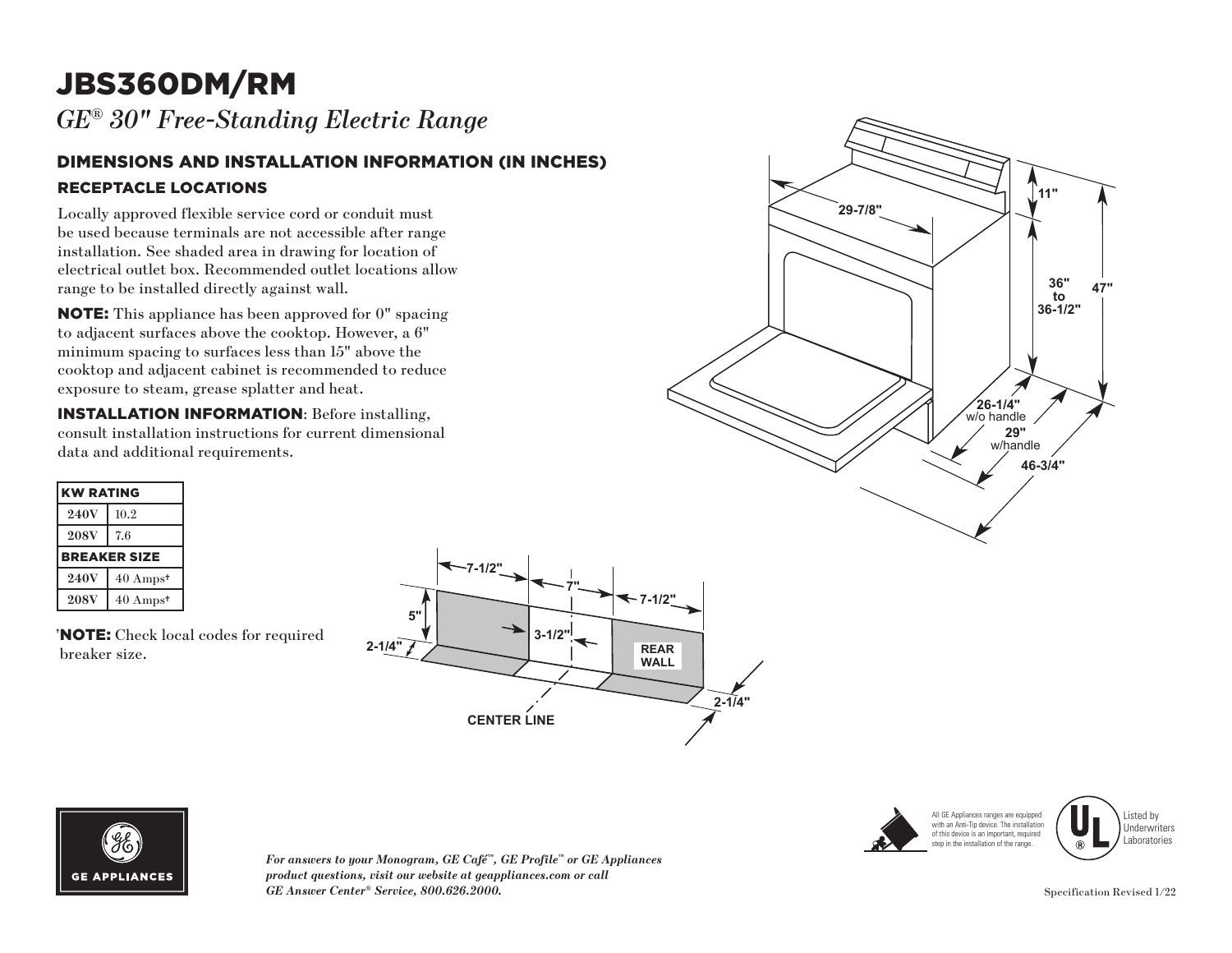# JBS360DM/RM

*GE® 30" Free-Standing Electric Range*

## DIMENSIONS AND INSTALLATION INFORMATION (IN INCHES)

### RECEPTACLE LOCATIONS

Locally approved flexible service cord or conduit must be used because terminals are not accessible after range installation. See shaded area in drawing for location of electrical outlet box. Recommended outlet locations allow range to be installed directly against wall.

**NOTE:** This appliance has been approved for 0" spacing to adjacent surfaces above the cooktop. However, a 6" minimum spacing to surfaces less than 15" above the cooktop and adjacent cabinet is recommended to reduce exposure to steam, grease splatter and heat.

**INSTALLATION INFORMATION**: Before installing, consult installation instructions for current dimensional data and additional requirements.

| KW RATING | |
|---|---|
| 240V | 10.2 |
| 208V | 7.6 |
| **BREAKER SIZE** | |
| 240V | 40 Amps† |
| 208V | 40 Amps† |

†**NOTE:** Check local codes for required breaker size.

29-7/8"
11"
36" to 36-1/2"
47"
26-1/4" w/o handle
29" w/handle
46-3/4"

7-1/2"
7"
7-1/2"
5"
3-1/2"
2-1/4"
REAR WALL
2-1/4"
CENTER LINE

*For answers to your Monogram, GE Café™, GE Profile™ or GE Appliances product questions, visit our website at geappliances.com or call GE Answer Center® Service, 800.626.2000.*

All GE Appliances ranges are equipped with an Anti-Tip device. The installation of this device is an important, required step in the installation of the range.

Listed by Underwriters Laboratories

Specification Revised 1/22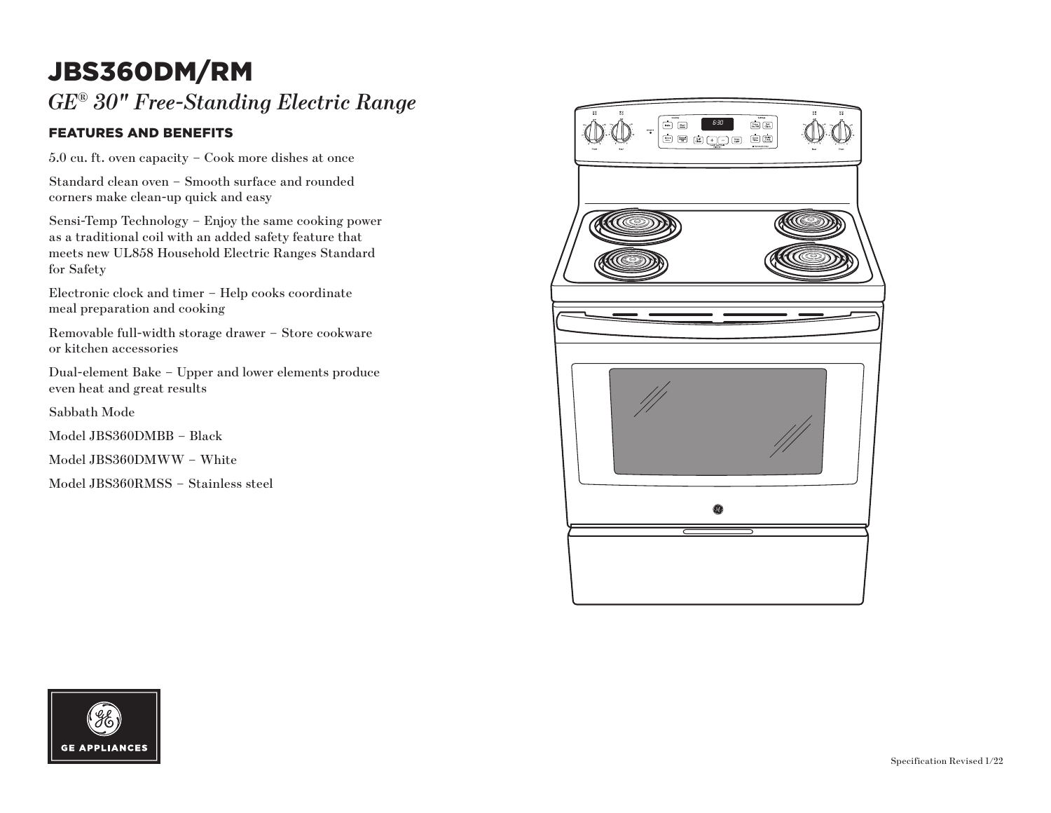# JBS360DM/RM

*GE® 30" Free-Standing Electric Range*

## FEATURES AND BENEFITS

5.0 cu. ft. oven capacity – Cook more dishes at once

Standard clean oven – Smooth surface and rounded corners make clean-up quick and easy

Sensi-Temp Technology – Enjoy the same cooking power as a traditional coil with an added safety feature that meets new UL858 Household Electric Ranges Standard for Safety

Electronic clock and timer – Help cooks coordinate meal preparation and cooking

Removable full-width storage drawer – Store cookware or kitchen accessories

Dual-element Bake – Upper and lower elements produce even heat and great results

Sabbath Mode

Model JBS360DMBB – Black

Model JBS360DMWW – White

Model JBS360RMSS – Stainless steel

GE APPLIANCES

Specification Revised 1/22